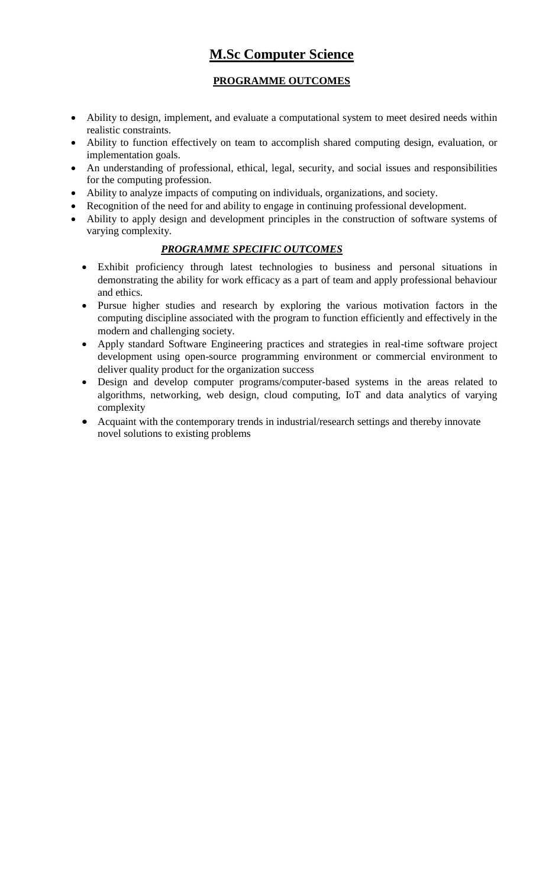# **M.Sc Computer Science**

## **PROGRAMME OUTCOMES**

- Ability to design, implement, and evaluate a computational system to meet desired needs within realistic constraints.
- Ability to function effectively on team to accomplish shared computing design, evaluation, or implementation goals.
- An understanding of professional, ethical, legal, security, and social issues and responsibilities for the computing profession.
- Ability to analyze impacts of computing on individuals, organizations, and society.
- Recognition of the need for and ability to engage in continuing professional development.
- Ability to apply design and development principles in the construction of software systems of varying complexity.

## ***PROGRAMME SPECIFIC OUTCOMES***

- Exhibit proficiency through latest technologies to business and personal situations in demonstrating the ability for work efficacy as a part of team and apply professional behaviour and ethics.
- Pursue higher studies and research by exploring the various motivation factors in the computing discipline associated with the program to function efficiently and effectively in the modern and challenging society.
- Apply standard Software Engineering practices and strategies in real-time software project development using open-source programming environment or commercial environment to deliver quality product for the organization success
- Design and develop computer programs/computer-based systems in the areas related to algorithms, networking, web design, cloud computing, IoT and data analytics of varying complexity
- Acquaint with the contemporary trends in industrial/research settings and thereby innovate novel solutions to existing problems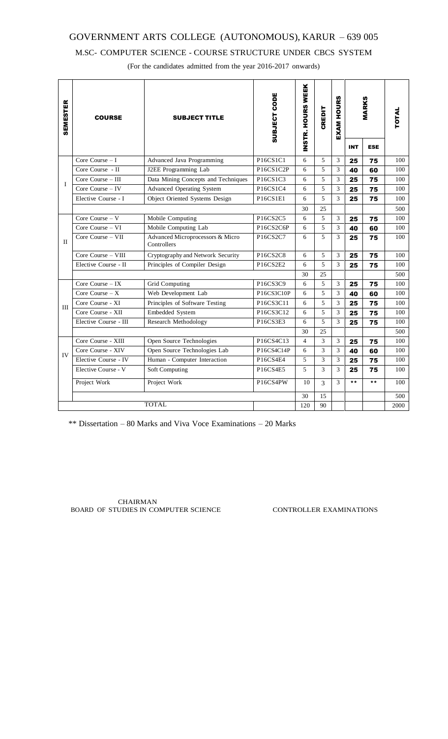# GOVERNMENT ARTS COLLEGE (AUTONOMOUS), KARUR – 639 005

## M.SC- COMPUTER SCIENCE - COURSE STRUCTURE UNDER CBCS SYSTEM

(For the candidates admitted from the year 2016-2017 onwards)

| SEMESTER | COURSE | SUBJECT TITLE | SUBJECT CODE | INSTR. HOURS WEEK | CREDIT | EXAM HOURS | MARKS | | TOTAL |
|---|---|---|---|---|---|---|---|---|---|
| | | | | | | | INT | ESE | |
| I | Core Course – I | Advanced Java Programming | P16CS1C1 | 6 | 5 | 3 | 25 | 75 | 100 |
| | Core Course - II | J2EE Programming Lab | P16CS1C2P | 6 | 5 | 3 | 40 | 60 | 100 |
| | Core Course – III | Data Mining Concepts and Techniques | P16CS1C3 | 6 | 5 | 3 | 25 | 75 | 100 |
| | Core Course – IV | Advanced Operating System | P16CS1C4 | 6 | 5 | 3 | 25 | 75 | 100 |
| | Elective Course - I | Object Oriented Systems Design | P16CS1E1 | 6 | 5 | 3 | 25 | 75 | 100 |
| | | | | 30 | 25 | | | | 500 |
| II | Core Course – V | Mobile Computing | P16CS2C5 | 6 | 5 | 3 | 25 | 75 | 100 |
| | Core Course – VI | Mobile Computing Lab | P16CS2C6P | 6 | 5 | 3 | 40 | 60 | 100 |
| | Core Course – VII | Advanced Microprocessors & Micro Controllers | P16CS2C7 | 6 | 5 | 3 | 25 | 75 | 100 |
| | Core Course – VIII | Cryptography and Network Security | P16CS2C8 | 6 | 5 | 3 | 25 | 75 | 100 |
| | Elective Course - II | Principles of Compiler Design | P16CS2E2 | 6 | 5 | 3 | 25 | 75 | 100 |
| | | | | 30 | 25 | | | | 500 |
| III | Core Course – IX | Grid Computing | P16CS3C9 | 6 | 5 | 3 | 25 | 75 | 100 |
| | Core Course – X | Web Development Lab | P16CS3C10P | 6 | 5 | 3 | 40 | 60 | 100 |
| | Core Course - XI | Principles of Software Testing | P16CS3C11 | 6 | 5 | 3 | 25 | 75 | 100 |
| | Core Course - XII | Embedded System | P16CS3C12 | 6 | 5 | 3 | 25 | 75 | 100 |
| | Elective Course - III | Research Methodology | P16CS3E3 | 6 | 5 | 3 | 25 | 75 | 100 |
| | | | | 30 | 25 | | | | 500 |
| IV | Core Course - XIII | Open Source Technologies | P16CS4C13 | 4 | 3 | 3 | 25 | 75 | 100 |
| | Core Course - XIV | Open Source Technologies Lab | P16CS4C14P | 6 | 3 | 3 | 40 | 60 | 100 |
| | Elective Course - IV | Human - Computer Interaction | P16CS4E4 | 5 | 3 | 3 | 25 | 75 | 100 |
| | Elective Course - V | Soft Computing | P16CS4E5 | 5 | 3 | 3 | 25 | 75 | 100 |
| | Project Work | Project Work | P16CS4PW | 10 | 3 | 3 | ** | ** | 100 |
| | | | | 30 | 15 | | | | 500 |
| TOTAL | | | | 120 | 90 | | | | 2000 |

** Dissertation – 80 Marks and Viva Voce Examinations – 20 Marks

CHAIRMAN
BOARD OF STUDIES IN COMPUTER SCIENCE

CONTROLLER EXAMINATIONS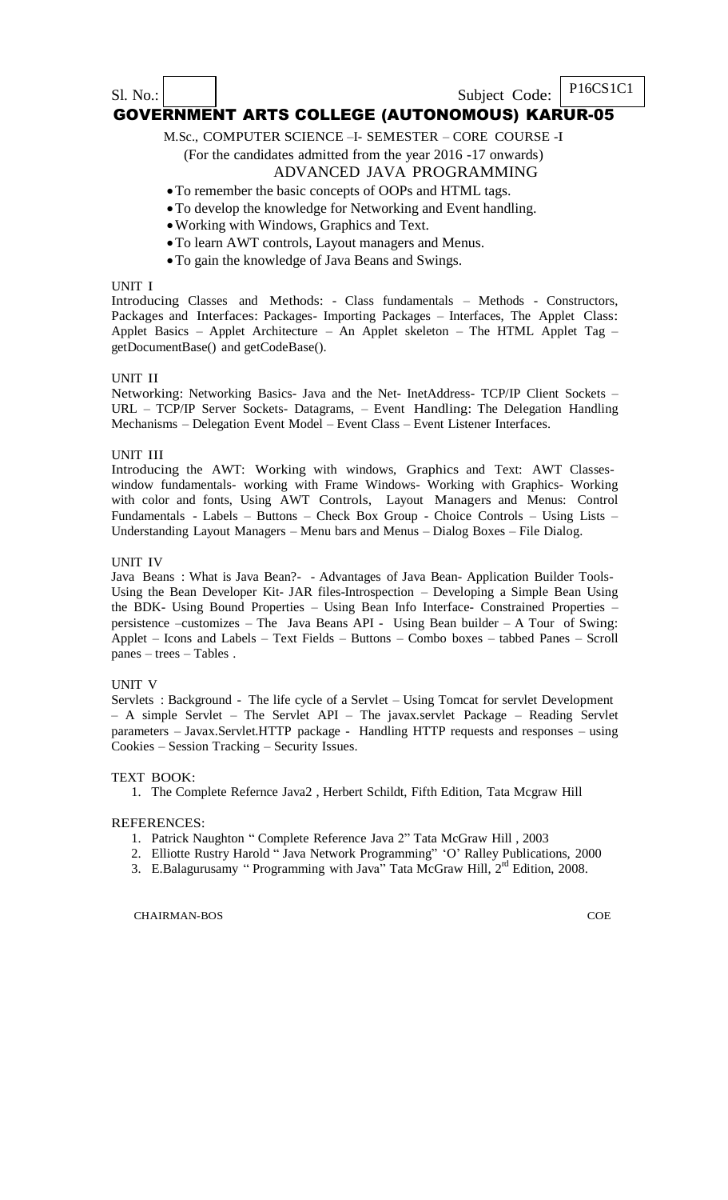Sl. No.: Subject Code: P16CS1C1

# GOVERNMENT ARTS COLLEGE (AUTONOMOUS) KARUR-05

M.Sc., COMPUTER SCIENCE –I- SEMESTER – CORE COURSE -I

(For the candidates admitted from the year 2016 -17 onwards)

## ADVANCED JAVA PROGRAMMING

- To remember the basic concepts of OOPs and HTML tags.
- To develop the knowledge for Networking and Event handling.
- Working with Windows, Graphics and Text.
- To learn AWT controls, Layout managers and Menus.
- To gain the knowledge of Java Beans and Swings.

### UNIT I

Introducing Classes and Methods: - Class fundamentals – Methods - Constructors, Packages and Interfaces: Packages- Importing Packages – Interfaces, The Applet Class: Applet Basics – Applet Architecture – An Applet skeleton – The HTML Applet Tag – getDocumentBase() and getCodeBase().

### UNIT II

Networking: Networking Basics- Java and the Net- InetAddress- TCP/IP Client Sockets – URL – TCP/IP Server Sockets- Datagrams, – Event Handling: The Delegation Handling Mechanisms – Delegation Event Model – Event Class – Event Listener Interfaces.

### UNIT III

Introducing the AWT: Working with windows, Graphics and Text: AWT Classes- window fundamentals- working with Frame Windows- Working with Graphics- Working with color and fonts, Using AWT Controls, Layout Managers and Menus: Control Fundamentals - Labels – Buttons – Check Box Group - Choice Controls – Using Lists – Understanding Layout Managers – Menu bars and Menus – Dialog Boxes – File Dialog.

### UNIT IV

Java Beans : What is Java Bean?- - Advantages of Java Bean- Application Builder Tools- Using the Bean Developer Kit- JAR files-Introspection – Developing a Simple Bean Using the BDK- Using Bound Properties – Using Bean Info Interface- Constrained Properties – persistence –customizes – The Java Beans API - Using Bean builder – A Tour of Swing: Applet – Icons and Labels – Text Fields – Buttons – Combo boxes – tabbed Panes – Scroll panes – trees – Tables .

### UNIT V

Servlets : Background - The life cycle of a Servlet – Using Tomcat for servlet Development – A simple Servlet – The Servlet API – The javax.servlet Package – Reading Servlet parameters – Javax.Servlet.HTTP package - Handling HTTP requests and responses – using Cookies – Session Tracking – Security Issues.

### TEXT BOOK:

1. The Complete Refernce Java2 , Herbert Schildt, Fifth Edition, Tata Mcgraw Hill

### REFERENCES:

1. Patrick Naughton " Complete Reference Java 2" Tata McGraw Hill , 2003
2. Elliotte Rustry Harold " Java Network Programming" 'O' Ralley Publications, 2000
3. E.Balagurusamy " Programming with Java" Tata McGraw Hill, 2nd Edition, 2008.

CHAIRMAN-BOS COE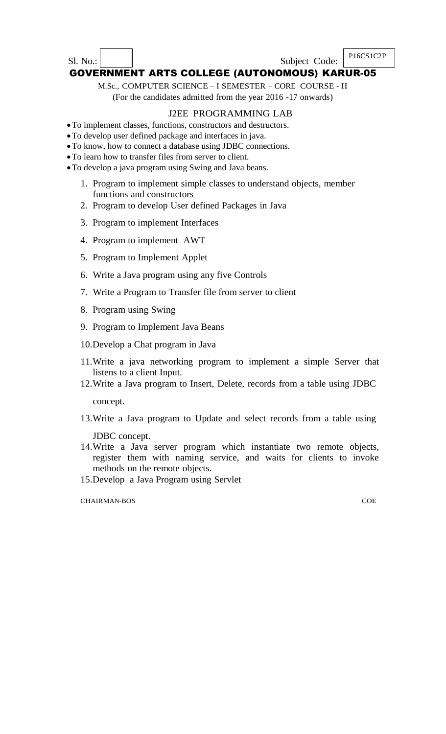Sl. No.: Subject Code: P16CS1C2P

# GOVERNMENT ARTS COLLEGE (AUTONOMOUS) KARUR-05

M.Sc., COMPUTER SCIENCE – I SEMESTER – CORE COURSE - II

(For the candidates admitted from the year 2016 -17 onwards)

## J2EE PROGRAMMING LAB

- To implement classes, functions, constructors and destructors.
- To develop user defined package and interfaces in java.
- To know, how to connect a database using JDBC connections.
- To learn how to transfer files from server to client.
- To develop a java program using Swing and Java beans.

1. Program to implement simple classes to understand objects, member functions and constructors
2. Program to develop User defined Packages in Java
3. Program to implement Interfaces
4. Program to implement AWT
5. Program to Implement Applet
6. Write a Java program using any five Controls
7. Write a Program to Transfer file from server to client
8. Program using Swing
9. Program to Implement Java Beans
10. Develop a Chat program in Java
11. Write a java networking program to implement a simple Server that listens to a client Input.
12. Write a Java program to Insert, Delete, records from a table using JDBC concept.
13. Write a Java program to Update and select records from a table using JDBC concept.
14. Write a Java server program which instantiate two remote objects, register them with naming service, and waits for clients to invoke methods on the remote objects.
15. Develop a Java Program using Servlet

CHAIRMAN-BOS COE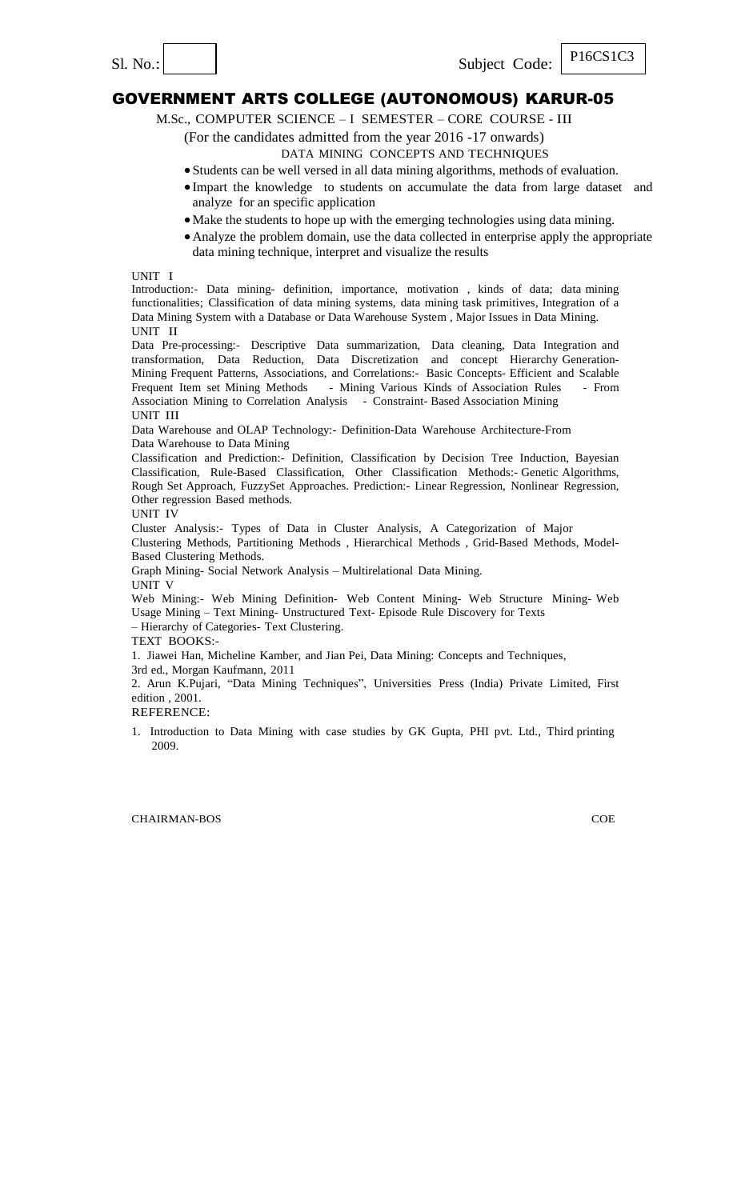Sl. No.: Subject Code: P16CS1C3

# GOVERNMENT ARTS COLLEGE (AUTONOMOUS) KARUR-05

M.Sc., COMPUTER SCIENCE – I SEMESTER – CORE COURSE - III

(For the candidates admitted from the year 2016 -17 onwards)

DATA MINING CONCEPTS AND TECHNIQUES

- Students can be well versed in all data mining algorithms, methods of evaluation.
- Impart the knowledge to students on accumulate the data from large dataset and analyze for an specific application
- Make the students to hope up with the emerging technologies using data mining.
- Analyze the problem domain, use the data collected in enterprise apply the appropriate data mining technique, interpret and visualize the results

UNIT I

Introduction:- Data mining- definition, importance, motivation , kinds of data; data mining functionalities; Classification of data mining systems, data mining task primitives, Integration of a Data Mining System with a Database or Data Warehouse System , Major Issues in Data Mining.

UNIT II

Data Pre-processing:- Descriptive Data summarization, Data cleaning, Data Integration and transformation, Data Reduction, Data Discretization and concept Hierarchy Generation- Mining Frequent Patterns, Associations, and Correlations:- Basic Concepts- Efficient and Scalable Frequent Item set Mining Methods - Mining Various Kinds of Association Rules - From Association Mining to Correlation Analysis - Constraint- Based Association Mining

UNIT III

Data Warehouse and OLAP Technology:- Definition-Data Warehouse Architecture-From Data Warehouse to Data Mining

Classification and Prediction:- Definition, Classification by Decision Tree Induction, Bayesian Classification, Rule-Based Classification, Other Classification Methods:- Genetic Algorithms, Rough Set Approach, FuzzySet Approaches. Prediction:- Linear Regression, Nonlinear Regression, Other regression Based methods.

UNIT IV

Cluster Analysis:- Types of Data in Cluster Analysis, A Categorization of Major Clustering Methods, Partitioning Methods , Hierarchical Methods , Grid-Based Methods, Model-Based Clustering Methods.

Graph Mining- Social Network Analysis – Multirelational Data Mining.

UNIT V

Web Mining:- Web Mining Definition- Web Content Mining- Web Structure Mining- Web Usage Mining – Text Mining- Unstructured Text- Episode Rule Discovery for Texts – Hierarchy of Categories- Text Clustering.

TEXT BOOKS:-

1. Jiawei Han, Micheline Kamber, and Jian Pei, Data Mining: Concepts and Techniques, 3rd ed., Morgan Kaufmann, 2011
2. Arun K.Pujari, "Data Mining Techniques", Universities Press (India) Private Limited, First edition , 2001.

REFERENCE:

1. Introduction to Data Mining with case studies by GK Gupta, PHI pvt. Ltd., Third printing 2009.

CHAIRMAN-BOS COE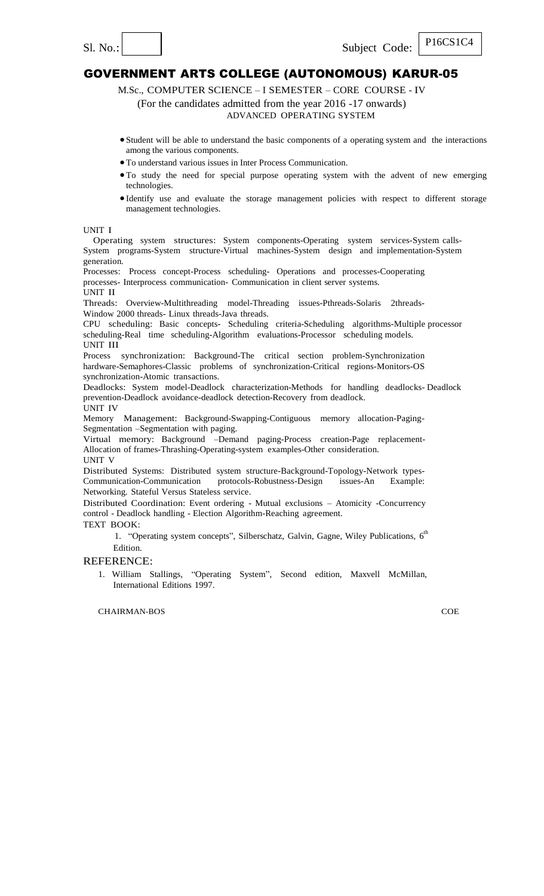Sl. No.: Subject Code: P16CS1C4

# GOVERNMENT ARTS COLLEGE (AUTONOMOUS) KARUR-05

M.Sc., COMPUTER SCIENCE – I SEMESTER – CORE COURSE - IV

(For the candidates admitted from the year 2016 -17 onwards)

ADVANCED OPERATING SYSTEM

- Student will be able to understand the basic components of a operating system and the interactions among the various components.
- To understand various issues in Inter Process Communication.
- To study the need for special purpose operating system with the advent of new emerging technologies.
- Identify use and evaluate the storage management policies with respect to different storage management technologies.

UNIT I

Operating system structures: System components-Operating system services-System calls-System programs-System structure-Virtual machines-System design and implementation-System generation.

Processes: Process concept-Process scheduling- Operations and processes-Cooperating processes- Interprocess communication- Communication in client server systems.

UNIT II

Threads: Overview-Multithreading model-Threading issues-Pthreads-Solaris 2threads-Window 2000 threads- Linux threads-Java threads.

CPU scheduling: Basic concepts- Scheduling criteria-Scheduling algorithms-Multiple processor scheduling-Real time scheduling-Algorithm evaluations-Processor scheduling models.

UNIT III

Process synchronization: Background-The critical section problem-Synchronization hardware-Semaphores-Classic problems of synchronization-Critical regions-Monitors-OS synchronization-Atomic transactions.

Deadlocks: System model-Deadlock characterization-Methods for handling deadlocks- Deadlock prevention-Deadlock avoidance-deadlock detection-Recovery from deadlock.

UNIT IV

Memory Management: Background-Swapping-Contiguous memory allocation-Paging-Segmentation –Segmentation with paging.

Virtual memory: Background –Demand paging-Process creation-Page replacement-Allocation of frames-Thrashing-Operating-system examples-Other consideration.

UNIT V

Distributed Systems: Distributed system structure-Background-Topology-Network types-Communication-Communication protocols-Robustness-Design issues-An Example: Networking. Stateful Versus Stateless service.

Distributed Coordination: Event ordering - Mutual exclusions – Atomicity -Concurrency control - Deadlock handling - Election Algorithm-Reaching agreement.

TEXT BOOK:

1. "Operating system concepts", Silberschatz, Galvin, Gagne, Wiley Publications, 6th Edition.

REFERENCE:

1. William Stallings, "Operating System", Second edition, Maxvell McMillan, International Editions 1997.

CHAIRMAN-BOS COE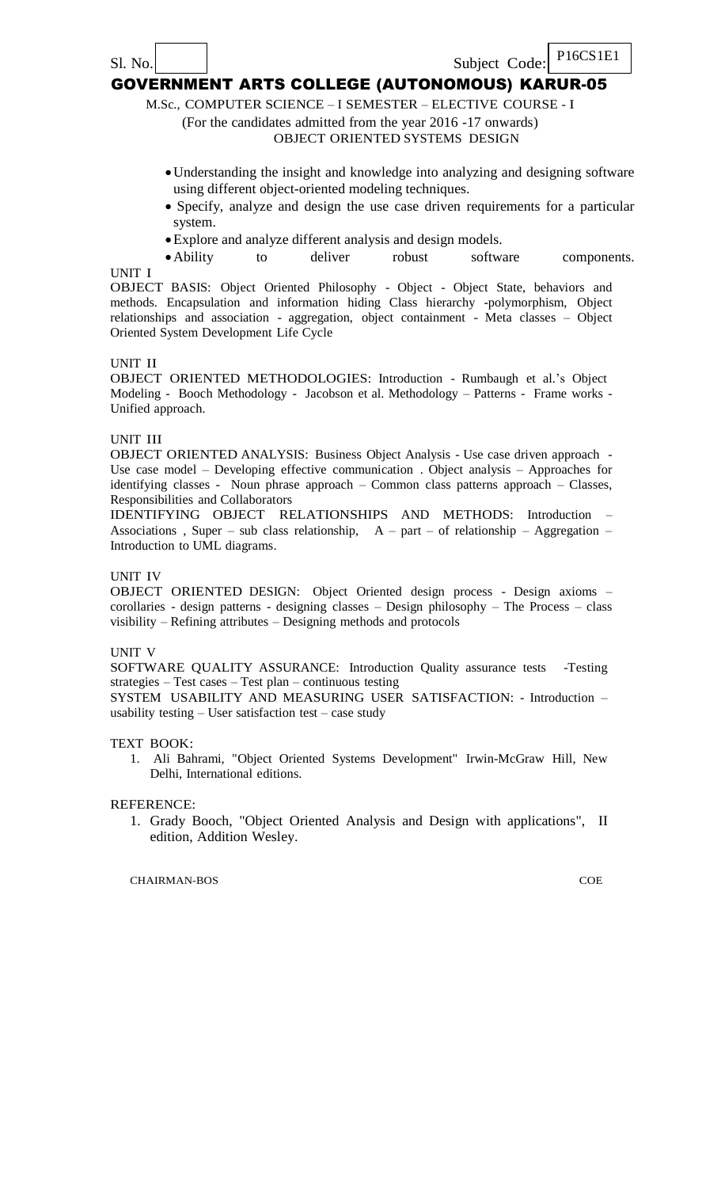Sl. No. Subject Code: P16CS1E1

# GOVERNMENT ARTS COLLEGE (AUTONOMOUS) KARUR-05

M.Sc., COMPUTER SCIENCE – I SEMESTER – ELECTIVE COURSE - I

(For the candidates admitted from the year 2016 -17 onwards)

OBJECT ORIENTED SYSTEMS DESIGN

- Understanding the insight and knowledge into analyzing and designing software using different object-oriented modeling techniques.
- Specify, analyze and design the use case driven requirements for a particular system.
- Explore and analyze different analysis and design models.
- Ability to deliver robust software components.

UNIT I

OBJECT BASIS: Object Oriented Philosophy - Object - Object State, behaviors and methods. Encapsulation and information hiding Class hierarchy -polymorphism, Object relationships and association - aggregation, object containment - Meta classes – Object Oriented System Development Life Cycle

UNIT II

OBJECT ORIENTED METHODOLOGIES: Introduction - Rumbaugh et al.'s Object Modeling - Booch Methodology - Jacobson et al. Methodology – Patterns - Frame works - Unified approach.

UNIT III

OBJECT ORIENTED ANALYSIS: Business Object Analysis - Use case driven approach - Use case model – Developing effective communication . Object analysis – Approaches for identifying classes - Noun phrase approach – Common class patterns approach – Classes, Responsibilities and Collaborators

IDENTIFYING OBJECT RELATIONSHIPS AND METHODS: Introduction – Associations , Super – sub class relationship, A – part – of relationship – Aggregation – Introduction to UML diagrams.

UNIT IV

OBJECT ORIENTED DESIGN: Object Oriented design process - Design axioms – corollaries - design patterns - designing classes – Design philosophy – The Process – class visibility – Refining attributes – Designing methods and protocols

UNIT V

SOFTWARE QUALITY ASSURANCE: Introduction Quality assurance tests -Testing strategies – Test cases – Test plan – continuous testing

SYSTEM USABILITY AND MEASURING USER SATISFACTION: - Introduction – usability testing – User satisfaction test – case study

TEXT BOOK:

1. Ali Bahrami, "Object Oriented Systems Development" Irwin-McGraw Hill, New Delhi, International editions.

REFERENCE:

1. Grady Booch, "Object Oriented Analysis and Design with applications", II edition, Addition Wesley.

CHAIRMAN-BOS COE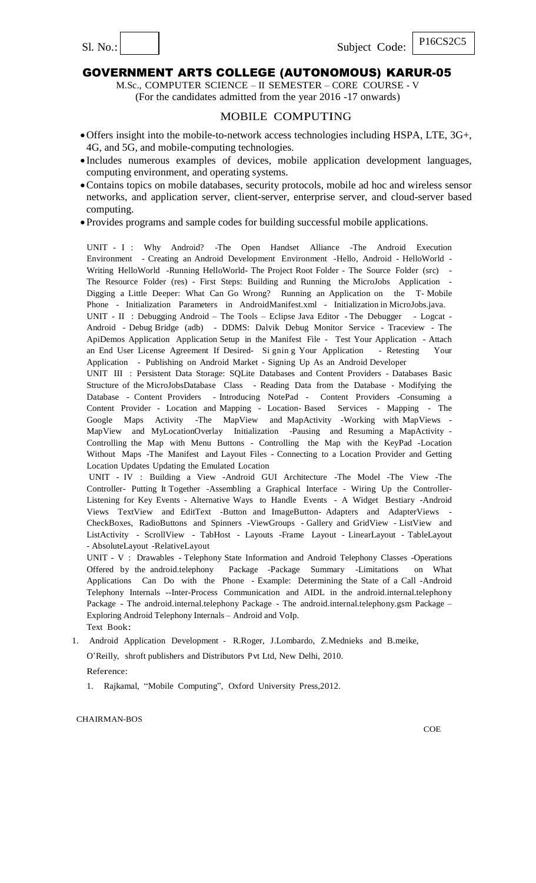Sl. No.: | | Subject Code: P16CS2C5

# GOVERNMENT ARTS COLLEGE (AUTONOMOUS) KARUR-05

M.Sc., COMPUTER SCIENCE – II SEMESTER – CORE COURSE - V
(For the candidates admitted from the year 2016 -17 onwards)

## MOBILE COMPUTING

- Offers insight into the mobile-to-network access technologies including HSPA, LTE, 3G+, 4G, and 5G, and mobile-computing technologies.
- Includes numerous examples of devices, mobile application development languages, computing environment, and operating systems.
- Contains topics on mobile databases, security protocols, mobile ad hoc and wireless sensor networks, and application server, client-server, enterprise server, and cloud-server based computing.
- Provides programs and sample codes for building successful mobile applications.

UNIT - I : Why Android? -The Open Handset Alliance -The Android Execution Environment - Creating an Android Development Environment -Hello, Android - HelloWorld - Writing HelloWorld -Running HelloWorld- The Project Root Folder - The Source Folder (src) - The Resource Folder (res) - First Steps: Building and Running the MicroJobs Application - Digging a Little Deeper: What Can Go Wrong? Running an Application on the T- Mobile Phone - Initialization Parameters in AndroidManifest.xml - Initialization in MicroJobs.java.

UNIT - II : Debugging Android – The Tools – Eclipse Java Editor - The Debugger - Logcat - Android - Debug Bridge (adb) - DDMS: Dalvik Debug Monitor Service - Traceview - The ApiDemos Application Application Setup in the Manifest File - Test Your Application - Attach an End User License Agreement If Desired- Si gnin g Your Application - Retesting Your Application - Publishing on Android Market - Signing Up As an Android Developer

UNIT III : Persistent Data Storage: SQLite Databases and Content Providers - Databases Basic Structure of the MicroJobsDatabase Class - Reading Data from the Database - Modifying the Database - Content Providers - Introducing NotePad - Content Providers -Consuming a Content Provider - Location and Mapping - Location- Based Services - Mapping - The Google Maps Activity -The MapView and MapActivity -Working with MapViews - MapView and MyLocationOverlay Initialization -Pausing and Resuming a MapActivity - Controlling the Map with Menu Buttons - Controlling the Map with the KeyPad -Location Without Maps -The Manifest and Layout Files - Connecting to a Location Provider and Getting Location Updates Updating the Emulated Location

UNIT - IV : Building a View -Android GUI Architecture -The Model -The View -The Controller- Putting It Together -Assembling a Graphical Interface - Wiring Up the Controller- Listening for Key Events - Alternative Ways to Handle Events - A Widget Bestiary -Android Views TextView and EditText -Button and ImageButton- Adapters and AdapterViews - CheckBoxes, RadioButtons and Spinners -ViewGroups - Gallery and GridView - ListView and ListActivity - ScrollView - TabHost - Layouts -Frame Layout - LinearLayout - TableLayout - AbsoluteLayout -RelativeLayout

UNIT - V : Drawables - Telephony State Information and Android Telephony Classes -Operations Offered by the android.telephony Package -Package Summary -Limitations on What Applications Can Do with the Phone - Example: Determining the State of a Call -Android Telephony Internals --Inter-Process Communication and AIDL in the android.internal.telephony Package - The android.internal.telephony Package - The android.internal.telephony.gsm Package – Exploring Android Telephony Internals – Android and VoIp.

Text Book:

1. Android Application Development - R.Roger, J.Lombardo, Z.Mednieks and B.meike, O'Reilly, shroft publishers and Distributors Pvt Ltd, New Delhi, 2010.

Reference:

1. Rajkamal, "Mobile Computing", Oxford University Press,2012.

CHAIRMAN-BOS

COE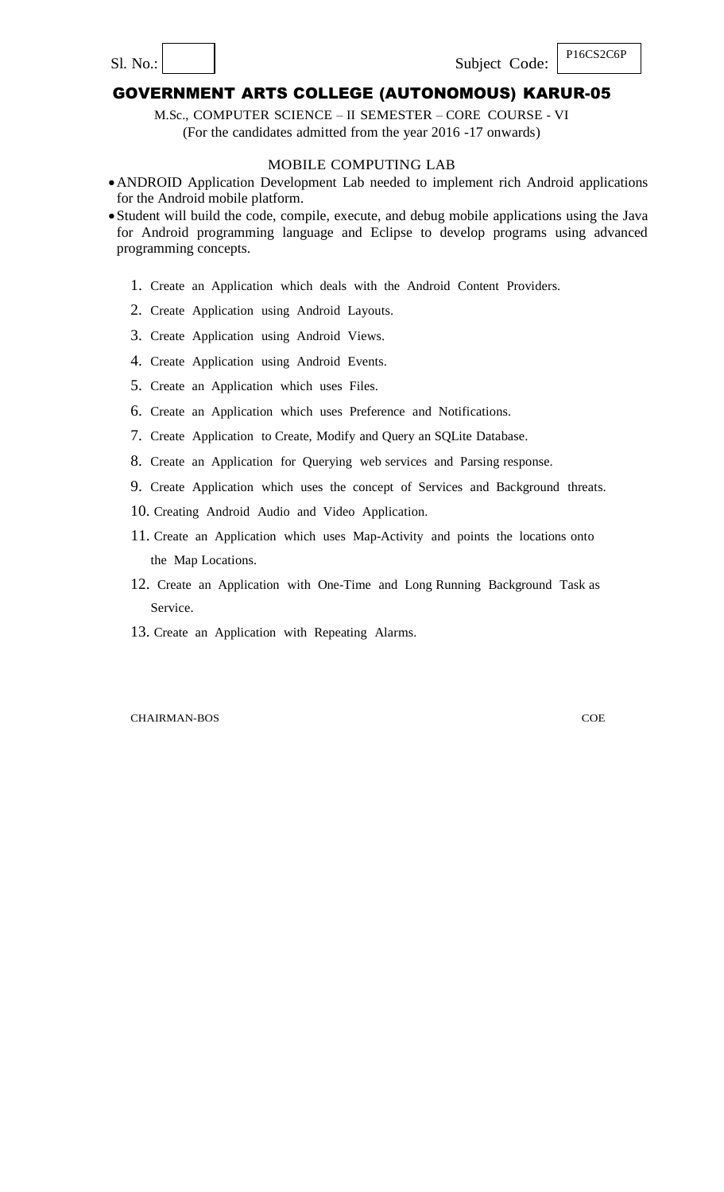Sl. No.: Subject Code: P16CS2C6P

# GOVERNMENT ARTS COLLEGE (AUTONOMOUS) KARUR-05

M.Sc., COMPUTER SCIENCE – II SEMESTER – CORE COURSE - VI

(For the candidates admitted from the year 2016 -17 onwards)

## MOBILE COMPUTING LAB

- ANDROID Application Development Lab needed to implement rich Android applications for the Android mobile platform.
- Student will build the code, compile, execute, and debug mobile applications using the Java for Android programming language and Eclipse to develop programs using advanced programming concepts.

1. Create an Application which deals with the Android Content Providers.
2. Create Application using Android Layouts.
3. Create Application using Android Views.
4. Create Application using Android Events.
5. Create an Application which uses Files.
6. Create an Application which uses Preference and Notifications.
7. Create Application to Create, Modify and Query an SQLite Database.
8. Create an Application for Querying web services and Parsing response.
9. Create Application which uses the concept of Services and Background threats.
10. Creating Android Audio and Video Application.
11. Create an Application which uses Map-Activity and points the locations onto the Map Locations.
12. Create an Application with One-Time and Long Running Background Task as Service.
13. Create an Application with Repeating Alarms.

CHAIRMAN-BOS COE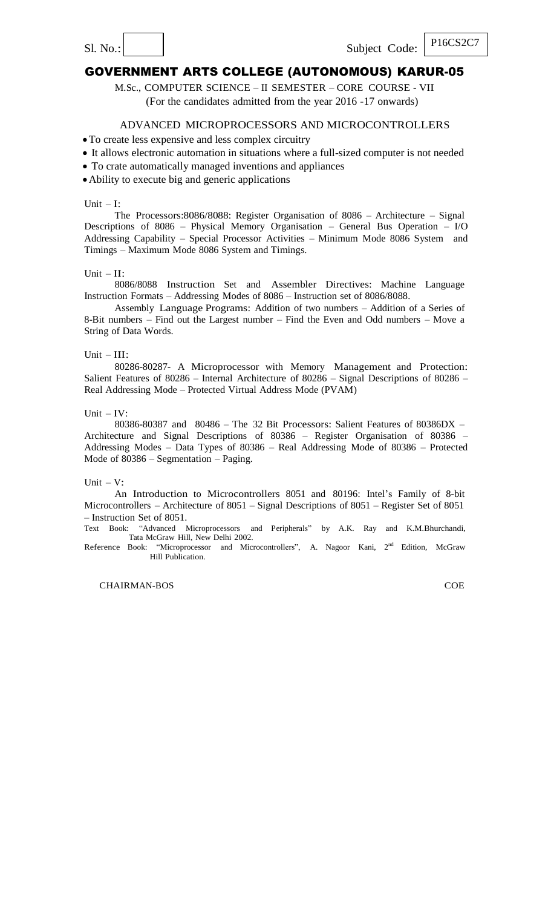Sl. No.: Subject Code: P16CS2C7

# GOVERNMENT ARTS COLLEGE (AUTONOMOUS) KARUR-05

M.Sc., COMPUTER SCIENCE – II SEMESTER – CORE COURSE - VII

(For the candidates admitted from the year 2016 -17 onwards)

## ADVANCED MICROPROCESSORS AND MICROCONTROLLERS

- To create less expensive and less complex circuitry
- It allows electronic automation in situations where a full-sized computer is not needed
- To crate automatically managed inventions and appliances
- Ability to execute big and generic applications

Unit – I:

The Processors:8086/8088: Register Organisation of 8086 – Architecture – Signal Descriptions of 8086 – Physical Memory Organisation – General Bus Operation – I/O Addressing Capability – Special Processor Activities – Minimum Mode 8086 System and Timings – Maximum Mode 8086 System and Timings.

Unit – II:

8086/8088 Instruction Set and Assembler Directives: Machine Language Instruction Formats – Addressing Modes of 8086 – Instruction set of 8086/8088.

Assembly Language Programs: Addition of two numbers – Addition of a Series of 8-Bit numbers – Find out the Largest number – Find the Even and Odd numbers – Move a String of Data Words.

Unit – III:

80286-80287- A Microprocessor with Memory Management and Protection: Salient Features of 80286 – Internal Architecture of 80286 – Signal Descriptions of 80286 – Real Addressing Mode – Protected Virtual Address Mode (PVAM)

Unit – IV:

80386-80387 and 80486 – The 32 Bit Processors: Salient Features of 80386DX – Architecture and Signal Descriptions of 80386 – Register Organisation of 80386 – Addressing Modes – Data Types of 80386 – Real Addressing Mode of 80386 – Protected Mode of 80386 – Segmentation – Paging.

Unit – V:

An Introduction to Microcontrollers 8051 and 80196: Intel's Family of 8-bit Microcontrollers – Architecture of 8051 – Signal Descriptions of 8051 – Register Set of 8051 – Instruction Set of 8051.

Text Book: "Advanced Microprocessors and Peripherals" by A.K. Ray and K.M.Bhurchandi, Tata McGraw Hill, New Delhi 2002.

Reference Book: "Microprocessor and Microcontrollers", A. Nagoor Kani, 2nd Edition, McGraw Hill Publication.

CHAIRMAN-BOS COE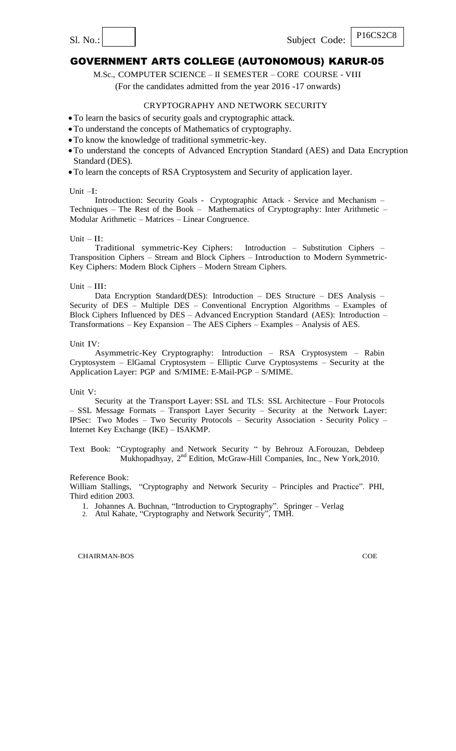Sl. No.: Subject Code: P16CS2C8

# GOVERNMENT ARTS COLLEGE (AUTONOMOUS) KARUR-05

M.Sc., COMPUTER SCIENCE – II SEMESTER – CORE COURSE - VIII

(For the candidates admitted from the year 2016 -17 onwards)

## CRYPTOGRAPHY AND NETWORK SECURITY

- To learn the basics of security goals and cryptographic attack.
- To understand the concepts of Mathematics of cryptography.
- To know the knowledge of traditional symmetric-key.
- To understand the concepts of Advanced Encryption Standard (AES) and Data Encryption Standard (DES).
- To learn the concepts of RSA Cryptosystem and Security of application layer.

Unit –I:

Introduction: Security Goals - Cryptographic Attack - Service and Mechanism – Techniques – The Rest of the Book – Mathematics of Cryptography: Inter Arithmetic – Modular Arithmetic – Matrices – Linear Congruence.

Unit – II:

Traditional symmetric-Key Ciphers: Introduction – Substitution Ciphers – Transposition Ciphers – Stream and Block Ciphers – Introduction to Modern Symmetric-Key Ciphers: Modern Block Ciphers – Modern Stream Ciphers.

Unit – III:

Data Encryption Standard(DES): Introduction – DES Structure – DES Analysis – Security of DES – Multiple DES – Conventional Encryption Algorithms – Examples of Block Ciphers Influenced by DES – Advanced Encryption Standard (AES): Introduction – Transformations – Key Expansion – The AES Ciphers – Examples – Analysis of AES.

Unit IV:

Asymmetric-Key Cryptography: Introduction – RSA Cryptosystem – Rabin Cryptosystem – ElGamal Cryptosystem – Elliptic Curve Cryptosystems – Security at the Application Layer: PGP and S/MIME: E-Mail-PGP – S/MIME.

Unit V:

Security at the Transport Layer: SSL and TLS: SSL Architecture – Four Protocols – SSL Message Formats – Transport Layer Security – Security at the Network Layer: IPSec: Two Modes – Two Security Protocols – Security Association - Security Policy – Internet Key Exchange (IKE) – ISAKMP.

Text Book: "Cryptography and Network Security " by Behrouz A.Forouzan, Debdeep Mukhopadhyay, 2nd Edition, McGraw-Hill Companies, Inc., New York,2010.

Reference Book:
William Stallings, "Cryptography and Network Security – Principles and Practice". PHI, Third edition 2003.

1. Johannes A. Buchnan, "Introduction to Cryptography". Springer – Verlag
2. Atul Kahate, "Cryptography and Network Security", TMH.

CHAIRMAN-BOS COE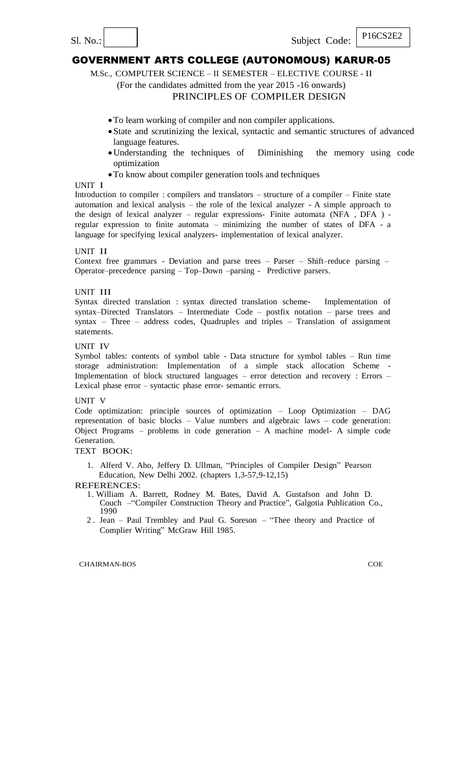Sl. No.: Subject Code: P16CS2E2

# GOVERNMENT ARTS COLLEGE (AUTONOMOUS) KARUR-05

M.Sc., COMPUTER SCIENCE – II SEMESTER – ELECTIVE COURSE - II

(For the candidates admitted from the year 2015 -16 onwards)

## PRINCIPLES OF COMPILER DESIGN

- To learn working of compiler and non compiler applications.
- State and scrutinizing the lexical, syntactic and semantic structures of advanced language features.
- Understanding the techniques of Diminishing the memory using code optimization
- To know about compiler generation tools and techniques

### UNIT I

Introduction to compiler : compilers and translators – structure of a compiler – Finite state automation and lexical analysis – the role of the lexical analyzer - A simple approach to the design of lexical analyzer – regular expressions- Finite automata (NFA , DFA ) - regular expression to finite automata – minimizing the number of states of DFA - a language for specifying lexical analyzers- implementation of lexical analyzer.

### UNIT II

Context free grammars - Deviation and parse trees – Parser – Shift–reduce parsing – Operator–precedence parsing – Top–Down –parsing - Predictive parsers.

### UNIT III

Syntax directed translation : syntax directed translation scheme- Implementation of syntax–Directed Translators – Intermediate Code – postfix notation – parse trees and syntax – Three – address codes, Quadruples and triples – Translation of assignment statements.

### UNIT IV

Symbol tables: contents of symbol table - Data structure for symbol tables – Run time storage administration: Implementation of a simple stack allocation Scheme - Implementation of block structured languages – error detection and recovery : Errors – Lexical phase error – syntactic phase error- semantic errors.

### UNIT V

Code optimization: principle sources of optimization – Loop Optimization – DAG representation of basic blocks – Value numbers and algebraic laws – code generation: Object Programs – problems in code generation – A machine model- A simple code Generation.

### TEXT BOOK:

1. Alferd V. Aho, Jeffery D. Ullman, "Principles of Compiler Design" Pearson Education, New Delhi 2002. (chapters 1,3-57,9-12,15)

### REFERENCES:

1. William A. Barrett, Rodney M. Bates, David A. Gustafson and John D. Couch –"Compiler Construction Theory and Practice", Galgotia Publication Co., 1990
2. Jean – Paul Trembley and Paul G. Soreson – "Thee theory and Practice of Complier Writing" McGraw Hill 1985.

CHAIRMAN-BOS COE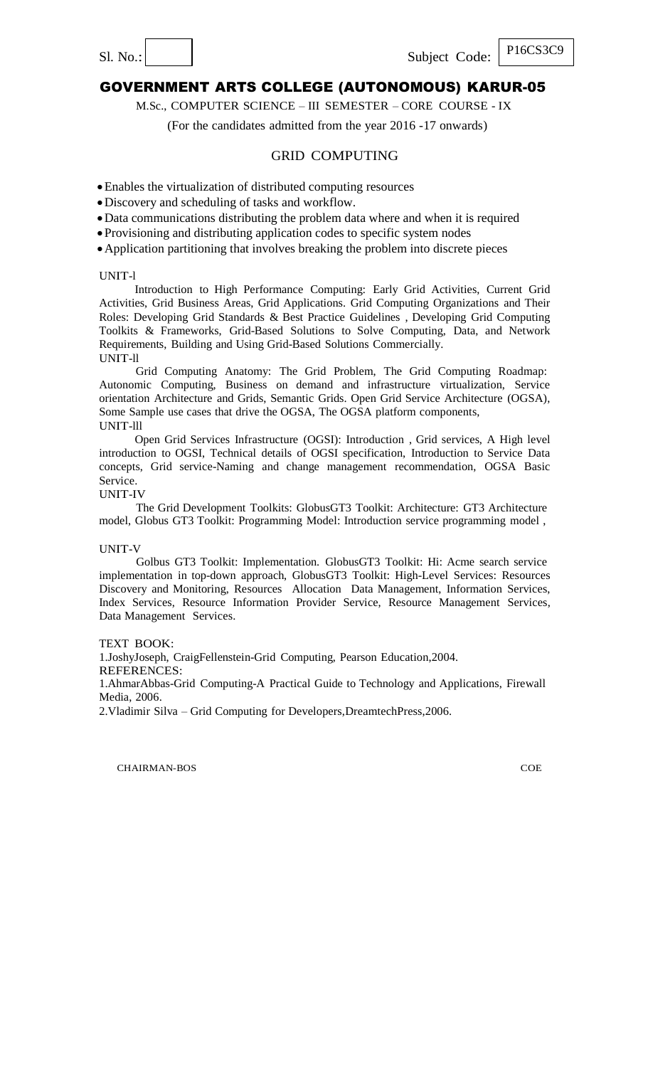Sl. No.: Subject Code: P16CS3C9

# GOVERNMENT ARTS COLLEGE (AUTONOMOUS) KARUR-05

M.Sc., COMPUTER SCIENCE – III SEMESTER – CORE COURSE - IX

(For the candidates admitted from the year 2016 -17 onwards)

## GRID COMPUTING

- Enables the virtualization of distributed computing resources
- Discovery and scheduling of tasks and workflow.
- Data communications distributing the problem data where and when it is required
- Provisioning and distributing application codes to specific system nodes
- Application partitioning that involves breaking the problem into discrete pieces

UNIT-l

Introduction to High Performance Computing: Early Grid Activities, Current Grid Activities, Grid Business Areas, Grid Applications. Grid Computing Organizations and Their Roles: Developing Grid Standards & Best Practice Guidelines , Developing Grid Computing Toolkits & Frameworks, Grid-Based Solutions to Solve Computing, Data, and Network Requirements, Building and Using Grid-Based Solutions Commercially.

UNIT-ll

Grid Computing Anatomy: The Grid Problem, The Grid Computing Roadmap: Autonomic Computing, Business on demand and infrastructure virtualization, Service orientation Architecture and Grids, Semantic Grids. Open Grid Service Architecture (OGSA), Some Sample use cases that drive the OGSA, The OGSA platform components,

UNIT-lll

Open Grid Services Infrastructure (OGSI): Introduction , Grid services, A High level introduction to OGSI, Technical details of OGSI specification, Introduction to Service Data concepts, Grid service-Naming and change management recommendation, OGSA Basic Service.

UNIT-IV

The Grid Development Toolkits: GlobusGT3 Toolkit: Architecture: GT3 Architecture model, Globus GT3 Toolkit: Programming Model: Introduction service programming model ,

UNIT-V

Golbus GT3 Toolkit: Implementation. GlobusGT3 Toolkit: Hi: Acme search service implementation in top-down approach, GlobusGT3 Toolkit: High-Level Services: Resources Discovery and Monitoring, Resources Allocation Data Management, Information Services, Index Services, Resource Information Provider Service, Resource Management Services, Data Management Services.

TEXT BOOK:

1.JoshyJoseph, CraigFellenstein-Grid Computing, Pearson Education,2004.

REFERENCES:

1.AhmarAbbas-Grid Computing-A Practical Guide to Technology and Applications, Firewall Media, 2006.

2.Vladimir Silva – Grid Computing for Developers,DreamtechPress,2006.

CHAIRMAN-BOS COE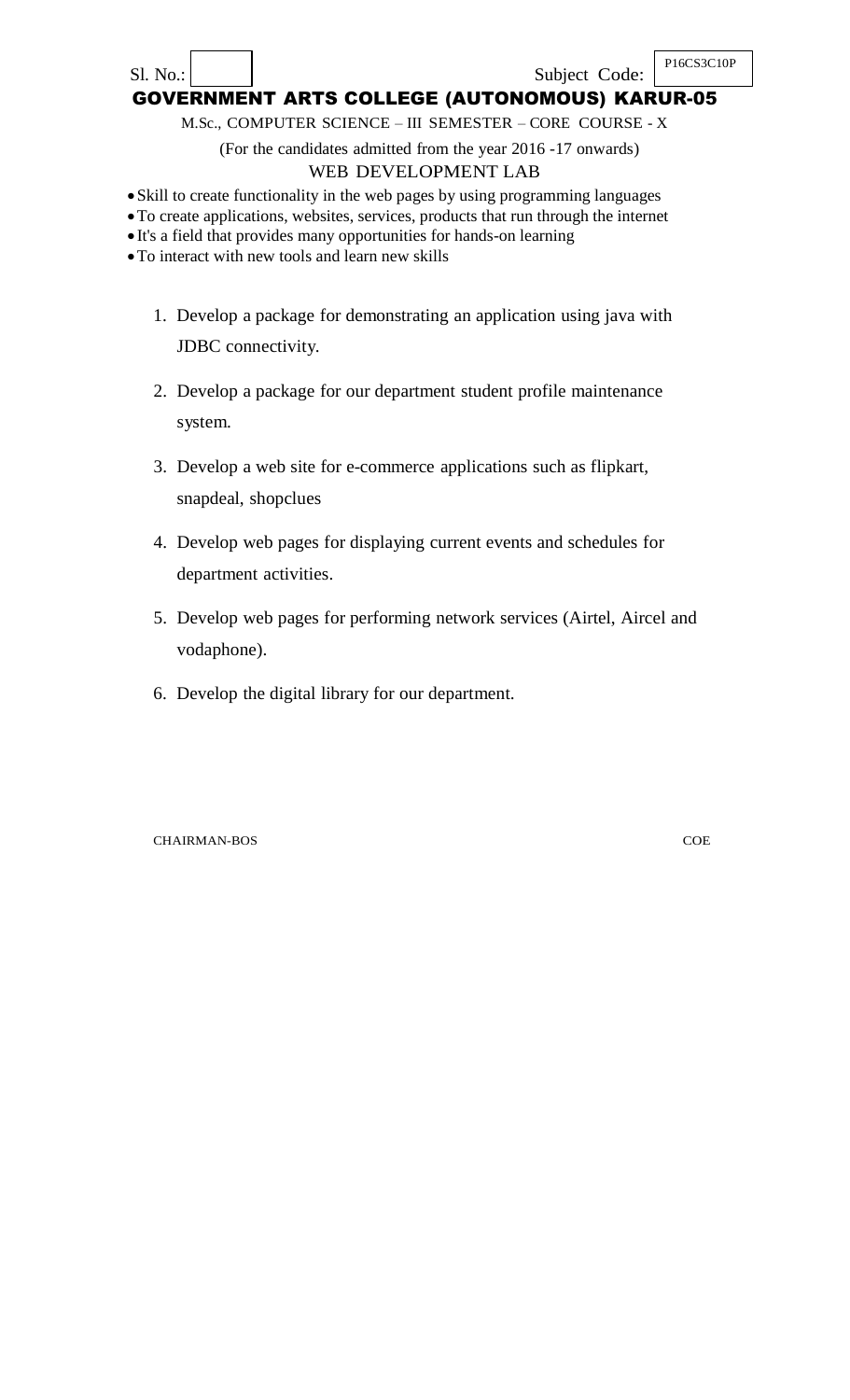Sl. No.: Subject Code: P16CS3C10P

# GOVERNMENT ARTS COLLEGE (AUTONOMOUS) KARUR-05

M.Sc., COMPUTER SCIENCE – III SEMESTER – CORE COURSE - X

(For the candidates admitted from the year 2016 -17 onwards)

## WEB DEVELOPMENT LAB

- Skill to create functionality in the web pages by using programming languages
- To create applications, websites, services, products that run through the internet
- It's a field that provides many opportunities for hands-on learning
- To interact with new tools and learn new skills

1. Develop a package for demonstrating an application using java with JDBC connectivity.
2. Develop a package for our department student profile maintenance system.
3. Develop a web site for e-commerce applications such as flipkart, snapdeal, shopclues
4. Develop web pages for displaying current events and schedules for department activities.
5. Develop web pages for performing network services (Airtel, Aircel and vodaphone).
6. Develop the digital library for our department.

CHAIRMAN-BOS COE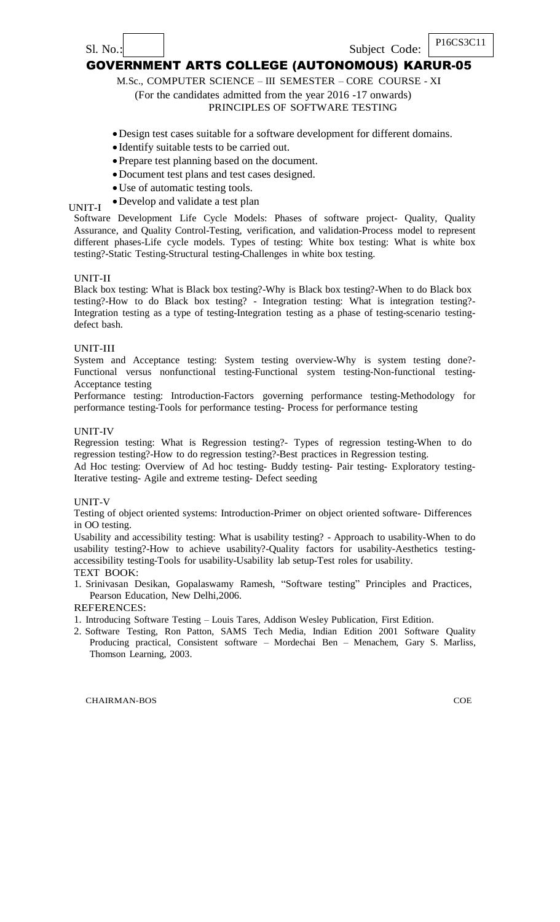Sl. No.: Subject Code: P16CS3C11

# GOVERNMENT ARTS COLLEGE (AUTONOMOUS) KARUR-05

M.Sc., COMPUTER SCIENCE – III SEMESTER – CORE COURSE - XI

(For the candidates admitted from the year 2016 -17 onwards)

PRINCIPLES OF SOFTWARE TESTING

- Design test cases suitable for a software development for different domains.
- Identify suitable tests to be carried out.
- Prepare test planning based on the document.
- Document test plans and test cases designed.
- Use of automatic testing tools.
- Develop and validate a test plan

UNIT-I

Software Development Life Cycle Models: Phases of software project- Quality, Quality Assurance, and Quality Control-Testing, verification, and validation-Process model to represent different phases-Life cycle models. Types of testing: White box testing: What is white box testing?-Static Testing-Structural testing-Challenges in white box testing.

UNIT-II

Black box testing: What is Black box testing?-Why is Black box testing?-When to do Black box testing?-How to do Black box testing? - Integration testing: What is integration testing?-Integration testing as a type of testing-Integration testing as a phase of testing-scenario testing-defect bash.

UNIT-III

System and Acceptance testing: System testing overview-Why is system testing done?-Functional versus nonfunctional testing-Functional system testing-Non-functional testing-Acceptance testing

Performance testing: Introduction-Factors governing performance testing-Methodology for performance testing-Tools for performance testing- Process for performance testing

UNIT-IV

Regression testing: What is Regression testing?- Types of regression testing-When to do regression testing?-How to do regression testing?-Best practices in Regression testing.

Ad Hoc testing: Overview of Ad hoc testing- Buddy testing- Pair testing- Exploratory testing-Iterative testing- Agile and extreme testing- Defect seeding

UNIT-V

Testing of object oriented systems: Introduction-Primer on object oriented software- Differences in OO testing.

Usability and accessibility testing: What is usability testing? - Approach to usability-When to do usability testing?-How to achieve usability?-Quality factors for usability-Aesthetics testing-accessibility testing-Tools for usability-Usability lab setup-Test roles for usability.

TEXT BOOK:

1. Srinivasan Desikan, Gopalaswamy Ramesh, "Software testing" Principles and Practices, Pearson Education, New Delhi,2006.

REFERENCES:

1. Introducing Software Testing – Louis Tares, Addison Wesley Publication, First Edition.
2. Software Testing, Ron Patton, SAMS Tech Media, Indian Edition 2001 Software Quality Producing practical, Consistent software – Mordechai Ben – Menachem, Gary S. Marliss, Thomson Learning, 2003.

CHAIRMAN-BOS COE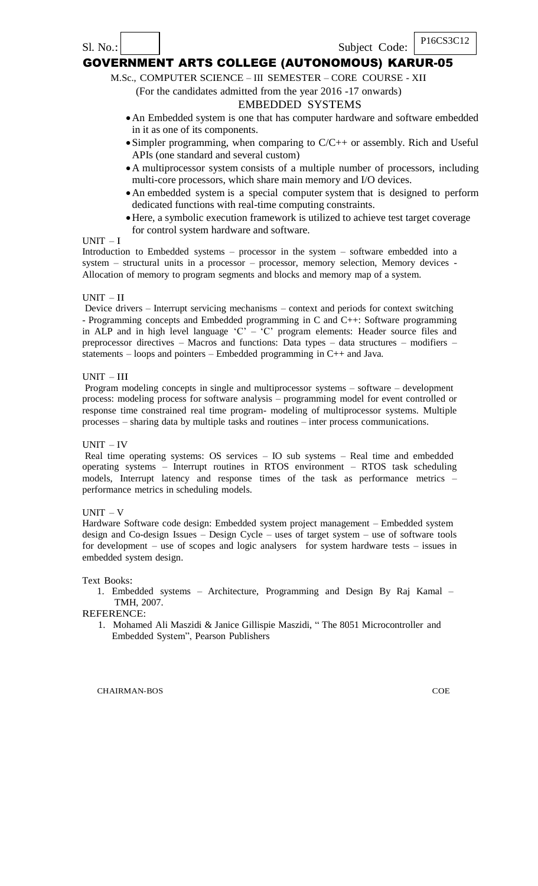Sl. No.: Subject Code: P16CS3C12

# GOVERNMENT ARTS COLLEGE (AUTONOMOUS) KARUR-05

M.Sc., COMPUTER SCIENCE – III SEMESTER – CORE COURSE - XII

(For the candidates admitted from the year 2016 -17 onwards)

## EMBEDDED SYSTEMS

- An Embedded system is one that has computer hardware and software embedded in it as one of its components.
- Simpler programming, when comparing to C/C++ or assembly. Rich and Useful APIs (one standard and several custom)
- A multiprocessor system consists of a multiple number of processors, including multi-core processors, which share main memory and I/O devices.
- An embedded system is a special computer system that is designed to perform dedicated functions with real-time computing constraints.
- Here, a symbolic execution framework is utilized to achieve test target coverage for control system hardware and software.

UNIT – I

Introduction to Embedded systems – processor in the system – software embedded into a system – structural units in a processor – processor, memory selection, Memory devices - Allocation of memory to program segments and blocks and memory map of a system.

UNIT – II

Device drivers – Interrupt servicing mechanisms – context and periods for context switching - Programming concepts and Embedded programming in C and C++: Software programming in ALP and in high level language 'C' – 'C' program elements: Header source files and preprocessor directives – Macros and functions: Data types – data structures – modifiers – statements – loops and pointers – Embedded programming in C++ and Java.

UNIT – III

Program modeling concepts in single and multiprocessor systems – software – development process: modeling process for software analysis – programming model for event controlled or response time constrained real time program- modeling of multiprocessor systems. Multiple processes – sharing data by multiple tasks and routines – inter process communications.

UNIT – IV

Real time operating systems: OS services – IO sub systems – Real time and embedded operating systems – Interrupt routines in RTOS environment – RTOS task scheduling models, Interrupt latency and response times of the task as performance metrics – performance metrics in scheduling models.

UNIT – V

Hardware Software code design: Embedded system project management – Embedded system design and Co-design Issues – Design Cycle – uses of target system – use of software tools for development – use of scopes and logic analysers for system hardware tests – issues in embedded system design.

Text Books:

1. Embedded systems – Architecture, Programming and Design By Raj Kamal – TMH, 2007.

REFERENCE:

1. Mohamed Ali Maszidi & Janice Gillispie Maszidi, " The 8051 Microcontroller and Embedded System", Pearson Publishers

CHAIRMAN-BOS COE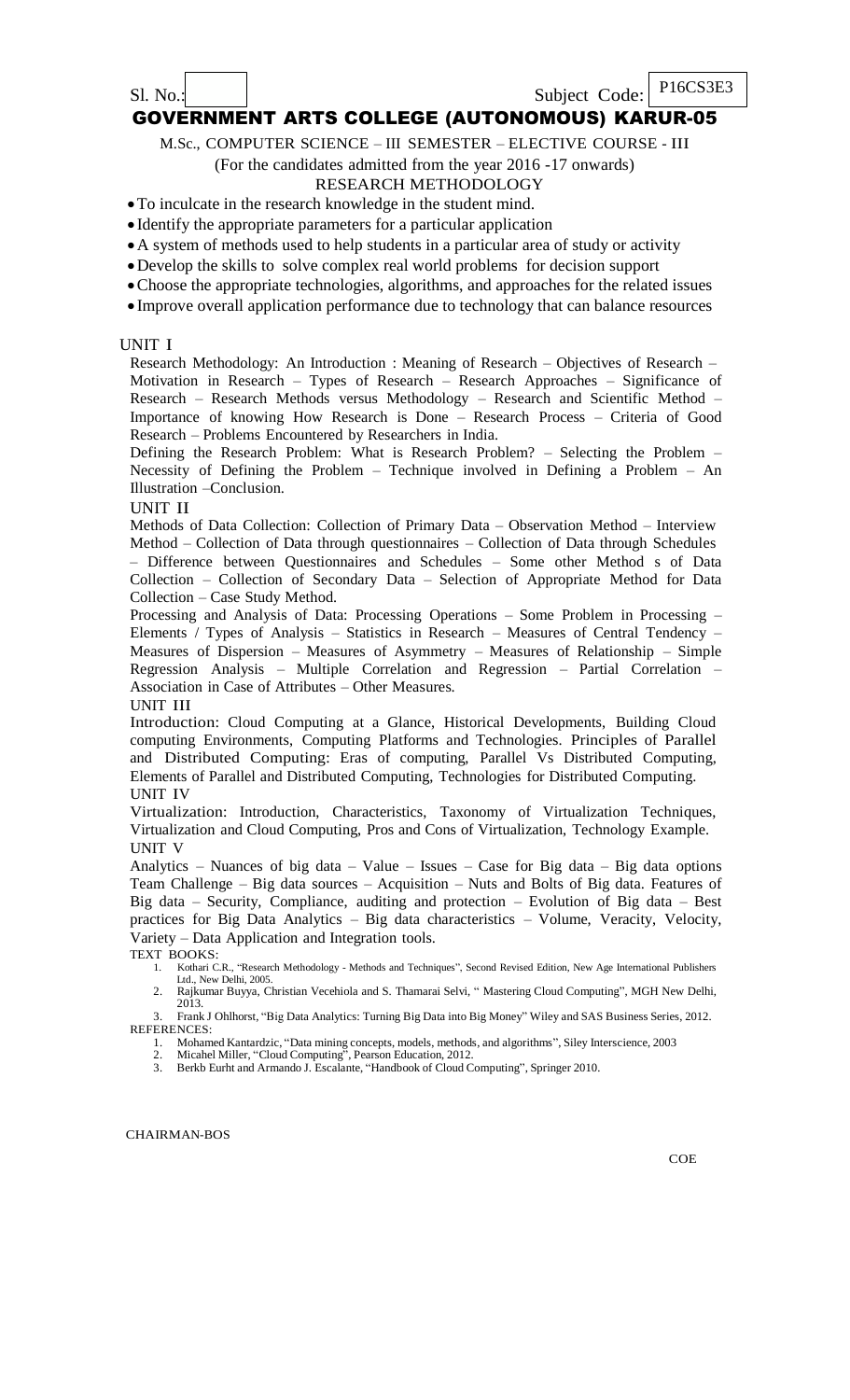Sl. No.: Subject Code: P16CS3E3

# GOVERNMENT ARTS COLLEGE (AUTONOMOUS) KARUR-05

M.Sc., COMPUTER SCIENCE – III SEMESTER – ELECTIVE COURSE - III

(For the candidates admitted from the year 2016 -17 onwards)

RESEARCH METHODOLOGY

- To inculcate in the research knowledge in the student mind.
- Identify the appropriate parameters for a particular application
- A system of methods used to help students in a particular area of study or activity
- Develop the skills to solve complex real world problems for decision support
- Choose the appropriate technologies, algorithms, and approaches for the related issues
- Improve overall application performance due to technology that can balance resources

## UNIT I

Research Methodology: An Introduction : Meaning of Research – Objectives of Research – Motivation in Research – Types of Research – Research Approaches – Significance of Research – Research Methods versus Methodology – Research and Scientific Method – Importance of knowing How Research is Done – Research Process – Criteria of Good Research – Problems Encountered by Researchers in India.

Defining the Research Problem: What is Research Problem? – Selecting the Problem – Necessity of Defining the Problem – Technique involved in Defining a Problem – An Illustration –Conclusion.

## UNIT II

Methods of Data Collection: Collection of Primary Data – Observation Method – Interview Method – Collection of Data through questionnaires – Collection of Data through Schedules – Difference between Questionnaires and Schedules – Some other Method s of Data Collection – Collection of Secondary Data – Selection of Appropriate Method for Data Collection – Case Study Method.

Processing and Analysis of Data: Processing Operations – Some Problem in Processing – Elements / Types of Analysis – Statistics in Research – Measures of Central Tendency – Measures of Dispersion – Measures of Asymmetry – Measures of Relationship – Simple Regression Analysis – Multiple Correlation and Regression – Partial Correlation – Association in Case of Attributes – Other Measures.

## UNIT III

Introduction: Cloud Computing at a Glance, Historical Developments, Building Cloud computing Environments, Computing Platforms and Technologies. Principles of Parallel and Distributed Computing: Eras of computing, Parallel Vs Distributed Computing, Elements of Parallel and Distributed Computing, Technologies for Distributed Computing.

## UNIT IV

Virtualization: Introduction, Characteristics, Taxonomy of Virtualization Techniques, Virtualization and Cloud Computing, Pros and Cons of Virtualization, Technology Example.

## UNIT V

Analytics – Nuances of big data – Value – Issues – Case for Big data – Big data options Team Challenge – Big data sources – Acquisition – Nuts and Bolts of Big data. Features of Big data – Security, Compliance, auditing and protection – Evolution of Big data – Best practices for Big Data Analytics – Big data characteristics – Volume, Veracity, Velocity, Variety – Data Application and Integration tools.

TEXT BOOKS:

1. Kothari C.R., "Research Methodology - Methods and Techniques", Second Revised Edition, New Age International Publishers Ltd., New Delhi, 2005.
2. Rajkumar Buyya, Christian Vecehiola and S. Thamarai Selvi, " Mastering Cloud Computing", MGH New Delhi, 2013.
3. Frank J Ohlhorst, "Big Data Analytics: Turning Big Data into Big Money" Wiley and SAS Business Series, 2012.

REFERENCES:

1. Mohamed Kantardzic, "Data mining concepts, models, methods, and algorithms", Siley Interscience, 2003
2. Micahel Miller, "Cloud Computing", Pearson Education, 2012.
3. Berkb Eurht and Armando J. Escalante, "Handbook of Cloud Computing", Springer 2010.

CHAIRMAN-BOS

COE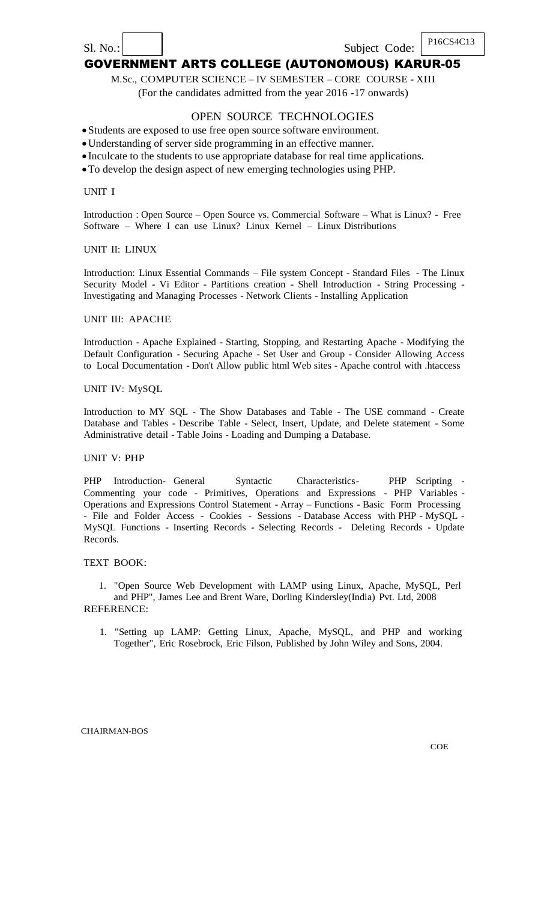Sl. No.: Subject Code: P16CS4C13

# GOVERNMENT ARTS COLLEGE (AUTONOMOUS) KARUR-05

M.Sc., COMPUTER SCIENCE – IV SEMESTER – CORE COURSE - XIII

(For the candidates admitted from the year 2016 -17 onwards)

## OPEN SOURCE TECHNOLOGIES

- Students are exposed to use free open source software environment.
- Understanding of server side programming in an effective manner.
- Inculcate to the students to use appropriate database for real time applications.
- To develop the design aspect of new emerging technologies using PHP.

### UNIT I

Introduction : Open Source – Open Source vs. Commercial Software – What is Linux? - Free Software – Where I can use Linux? Linux Kernel – Linux Distributions

### UNIT II: LINUX

Introduction: Linux Essential Commands – File system Concept - Standard Files - The Linux Security Model - Vi Editor - Partitions creation - Shell Introduction - String Processing - Investigating and Managing Processes - Network Clients - Installing Application

### UNIT III: APACHE

Introduction - Apache Explained - Starting, Stopping, and Restarting Apache - Modifying the Default Configuration - Securing Apache - Set User and Group - Consider Allowing Access to Local Documentation - Don't Allow public html Web sites - Apache control with .htaccess

### UNIT IV: MySQL

Introduction to MY SQL - The Show Databases and Table - The USE command - Create Database and Tables - Describe Table - Select, Insert, Update, and Delete statement - Some Administrative detail - Table Joins - Loading and Dumping a Database.

### UNIT V: PHP

PHP Introduction- General Syntactic Characteristics- PHP Scripting - Commenting your code - Primitives, Operations and Expressions - PHP Variables - Operations and Expressions Control Statement - Array – Functions - Basic Form Processing - File and Folder Access - Cookies - Sessions - Database Access with PHP - MySQL - MySQL Functions - Inserting Records - Selecting Records - Deleting Records - Update Records.

### TEXT BOOK:

1. "Open Source Web Development with LAMP using Linux, Apache, MySQL, Perl and PHP", James Lee and Brent Ware, Dorling Kindersley(India) Pvt. Ltd, 2008

### REFERENCE:

1. "Setting up LAMP: Getting Linux, Apache, MySQL, and PHP and working Together", Eric Rosebrock, Eric Filson, Published by John Wiley and Sons, 2004.

CHAIRMAN-BOS

COE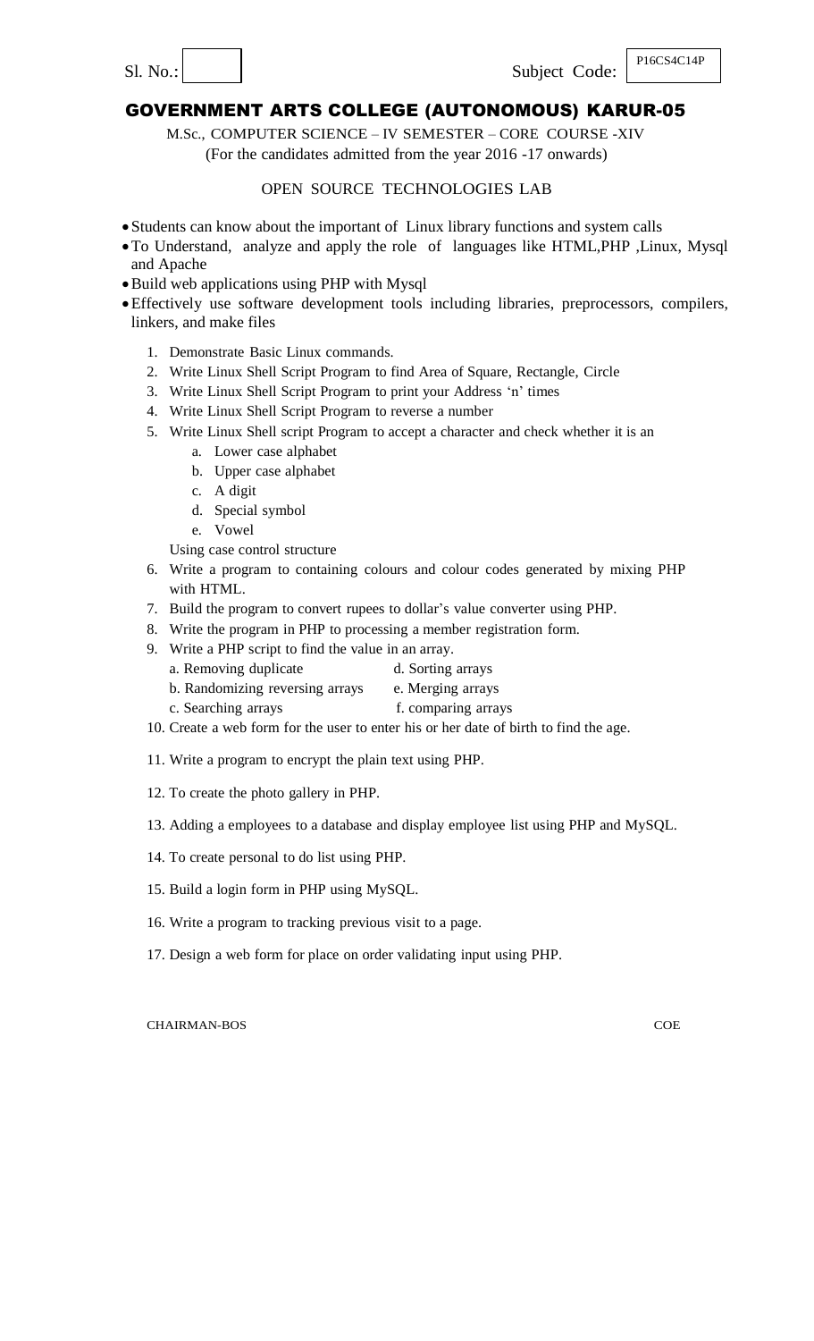Sl. No.: Subject Code: P16CS4C14P

# GOVERNMENT ARTS COLLEGE (AUTONOMOUS) KARUR-05

M.Sc., COMPUTER SCIENCE – IV SEMESTER – CORE COURSE -XIV

(For the candidates admitted from the year 2016 -17 onwards)

## OPEN SOURCE TECHNOLOGIES LAB

- Students can know about the important of Linux library functions and system calls
- To Understand, analyze and apply the role of languages like HTML,PHP ,Linux, Mysql and Apache
- Build web applications using PHP with Mysql
- Effectively use software development tools including libraries, preprocessors, compilers, linkers, and make files

1. Demonstrate Basic Linux commands.
2. Write Linux Shell Script Program to find Area of Square, Rectangle, Circle
3. Write Linux Shell Script Program to print your Address 'n' times
4. Write Linux Shell Script Program to reverse a number
5. Write Linux Shell script Program to accept a character and check whether it is an
   a. Lower case alphabet
   b. Upper case alphabet
   c. A digit
   d. Special symbol
   e. Vowel

   Using case control structure
6. Write a program to containing colours and colour codes generated by mixing PHP with HTML.
7. Build the program to convert rupees to dollar's value converter using PHP.
8. Write the program in PHP to processing a member registration form.
9. Write a PHP script to find the value in an array.
   a. Removing duplicate
   b. Randomizing reversing arrays
   c. Searching arrays
   d. Sorting arrays
   e. Merging arrays
   f. comparing arrays
10. Create a web form for the user to enter his or her date of birth to find the age.
11. Write a program to encrypt the plain text using PHP.
12. To create the photo gallery in PHP.
13. Adding a employees to a database and display employee list using PHP and MySQL.
14. To create personal to do list using PHP.
15. Build a login form in PHP using MySQL.
16. Write a program to tracking previous visit to a page.
17. Design a web form for place on order validating input using PHP.

CHAIRMAN-BOS COE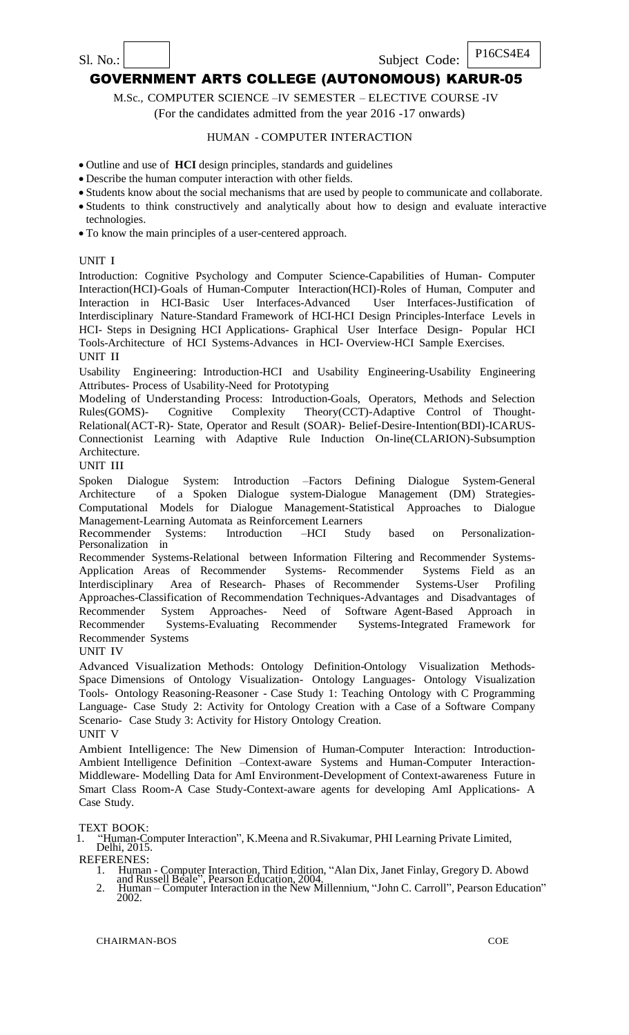Sl. No.: | | Subject Code: P16CS4E4

# GOVERNMENT ARTS COLLEGE (AUTONOMOUS) KARUR-05

M.Sc., COMPUTER SCIENCE –IV SEMESTER – ELECTIVE COURSE -IV

(For the candidates admitted from the year 2016 -17 onwards)

## HUMAN - COMPUTER INTERACTION

- Outline and use of **HCI** design principles, standards and guidelines
- Describe the human computer interaction with other fields.
- Students know about the social mechanisms that are used by people to communicate and collaborate.
- Students to think constructively and analytically about how to design and evaluate interactive technologies.
- To know the main principles of a user-centered approach.

### UNIT I

Introduction: Cognitive Psychology and Computer Science-Capabilities of Human- Computer Interaction(HCI)-Goals of Human-Computer Interaction(HCI)-Roles of Human, Computer and Interaction in HCI-Basic User Interfaces-Advanced User Interfaces-Justification of Interdisciplinary Nature-Standard Framework of HCI-HCI Design Principles-Interface Levels in HCI- Steps in Designing HCI Applications- Graphical User Interface Design- Popular HCI Tools-Architecture of HCI Systems-Advances in HCI- Overview-HCI Sample Exercises.

### UNIT II

Usability Engineering: Introduction-HCI and Usability Engineering-Usability Engineering Attributes- Process of Usability-Need for Prototyping

Modeling of Understanding Process: Introduction-Goals, Operators, Methods and Selection Rules(GOMS)- Cognitive Complexity Theory(CCT)-Adaptive Control of Thought-Relational(ACT-R)- State, Operator and Result (SOAR)- Belief-Desire-Intention(BDI)-ICARUS-Connectionist Learning with Adaptive Rule Induction On-line(CLARION)-Subsumption Architecture.

### UNIT III

Spoken Dialogue System: Introduction –Factors Defining Dialogue System-General Architecture of a Spoken Dialogue system-Dialogue Management (DM) Strategies-Computational Models for Dialogue Management-Statistical Approaches to Dialogue Management-Learning Automata as Reinforcement Learners

Recommender Systems: Introduction –HCI Study based on Personalization-Personalization in

Recommender Systems-Relational between Information Filtering and Recommender Systems-Application Areas of Recommender Systems- Recommender Systems Field as an Interdisciplinary Area of Research- Phases of Recommender Systems-User Profiling Approaches-Classification of Recommendation Techniques-Advantages and Disadvantages of Recommender System Approaches- Need of Software Agent-Based Approach in Recommender Systems-Evaluating Recommender Systems-Integrated Framework for Recommender Systems

### UNIT IV

Advanced Visualization Methods: Ontology Definition-Ontology Visualization Methods-Space Dimensions of Ontology Visualization- Ontology Languages- Ontology Visualization Tools- Ontology Reasoning-Reasoner - Case Study 1: Teaching Ontology with C Programming Language- Case Study 2: Activity for Ontology Creation with a Case of a Software Company Scenario- Case Study 3: Activity for History Ontology Creation.

### UNIT V

Ambient Intelligence: The New Dimension of Human-Computer Interaction: Introduction-Ambient Intelligence Definition –Context-aware Systems and Human-Computer Interaction-Middleware- Modelling Data for AmI Environment-Development of Context-awareness Future in Smart Class Room-A Case Study-Context-aware agents for developing AmI Applications- A Case Study.

TEXT BOOK:

1. "Human-Computer Interaction", K.Meena and R.Sivakumar, PHI Learning Private Limited, Delhi, 2015.

REFERENES:

1. Human - Computer Interaction, Third Edition, "Alan Dix, Janet Finlay, Gregory D. Abowd and Russell Beale", Pearson Education, 2004.
2. Human – Computer Interaction in the New Millennium, "John C. Carroll", Pearson Education" 2002.

CHAIRMAN-BOS COE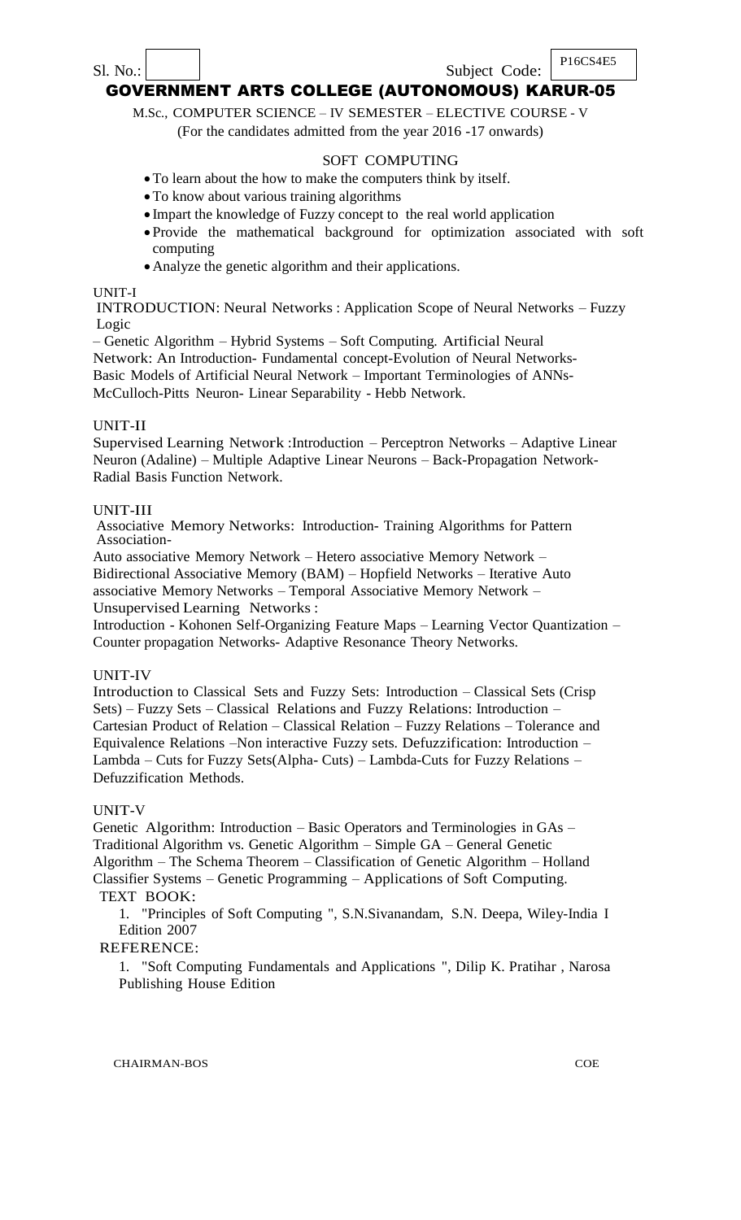Sl. No.: Subject Code: P16CS4E5

# GOVERNMENT ARTS COLLEGE (AUTONOMOUS) KARUR-05

M.Sc., COMPUTER SCIENCE – IV SEMESTER – ELECTIVE COURSE - V

(For the candidates admitted from the year 2016 -17 onwards)

## SOFT COMPUTING

- To learn about the how to make the computers think by itself.
- To know about various training algorithms
- Impart the knowledge of Fuzzy concept to the real world application
- Provide the mathematical background for optimization associated with soft computing
- Analyze the genetic algorithm and their applications.

### UNIT-I

INTRODUCTION: Neural Networks : Application Scope of Neural Networks – Fuzzy Logic – Genetic Algorithm – Hybrid Systems – Soft Computing. Artificial Neural Network: An Introduction- Fundamental concept-Evolution of Neural Networks- Basic Models of Artificial Neural Network – Important Terminologies of ANNs- McCulloch-Pitts Neuron- Linear Separability - Hebb Network.

### UNIT-II

Supervised Learning Network :Introduction – Perceptron Networks – Adaptive Linear Neuron (Adaline) – Multiple Adaptive Linear Neurons – Back-Propagation Network- Radial Basis Function Network.

### UNIT-III

Associative Memory Networks: Introduction- Training Algorithms for Pattern Association- Auto associative Memory Network – Hetero associative Memory Network – Bidirectional Associative Memory (BAM) – Hopfield Networks – Iterative Auto associative Memory Networks – Temporal Associative Memory Network – Unsupervised Learning Networks : Introduction - Kohonen Self-Organizing Feature Maps – Learning Vector Quantization – Counter propagation Networks- Adaptive Resonance Theory Networks.

### UNIT-IV

Introduction to Classical Sets and Fuzzy Sets: Introduction – Classical Sets (Crisp Sets) – Fuzzy Sets – Classical Relations and Fuzzy Relations: Introduction – Cartesian Product of Relation – Classical Relation – Fuzzy Relations – Tolerance and Equivalence Relations –Non interactive Fuzzy sets. Defuzzification: Introduction – Lambda – Cuts for Fuzzy Sets(Alpha- Cuts) – Lambda-Cuts for Fuzzy Relations – Defuzzification Methods.

### UNIT-V

Genetic Algorithm: Introduction – Basic Operators and Terminologies in GAs – Traditional Algorithm vs. Genetic Algorithm – Simple GA – General Genetic Algorithm – The Schema Theorem – Classification of Genetic Algorithm – Holland Classifier Systems – Genetic Programming – Applications of Soft Computing.

TEXT BOOK:

1. "Principles of Soft Computing ", S.N.Sivanandam, S.N. Deepa, Wiley-India I Edition 2007

REFERENCE:

1. "Soft Computing Fundamentals and Applications ", Dilip K. Pratihar , Narosa Publishing House Edition

CHAIRMAN-BOS COE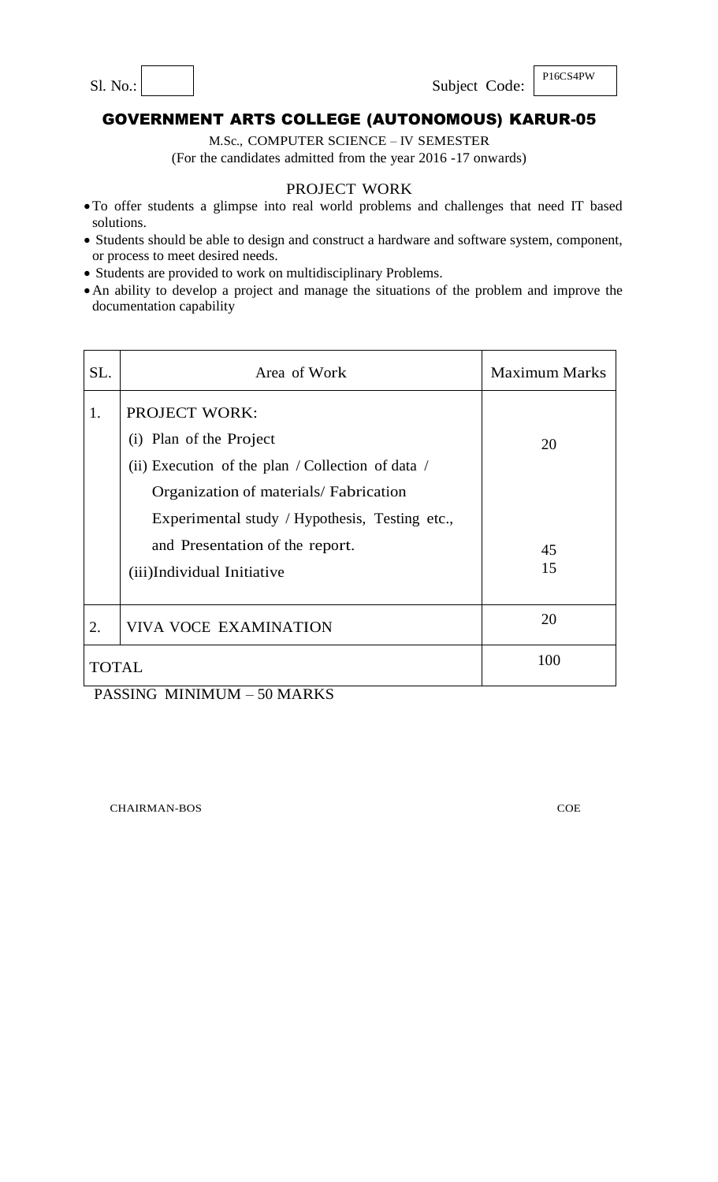Sl. No.: Subject Code: P16CS4PW

# GOVERNMENT ARTS COLLEGE (AUTONOMOUS) KARUR-05

M.Sc., COMPUTER SCIENCE – IV SEMESTER

(For the candidates admitted from the year 2016 -17 onwards)

## PROJECT WORK

- To offer students a glimpse into real world problems and challenges that need IT based solutions.
- Students should be able to design and construct a hardware and software system, component, or process to meet desired needs.
- Students are provided to work on multidisciplinary Problems.
- An ability to develop a project and manage the situations of the problem and improve the documentation capability

| SL. | Area of Work | Maximum Marks |
|---|---|---|
| 1. | PROJECT WORK:<br>(i) Plan of the Project<br>(ii) Execution of the plan / Collection of data / Organization of materials/ Fabrication Experimental study / Hypothesis, Testing etc., and Presentation of the report.<br>(iii)Individual Initiative | <br>20<br><br>45<br>15 |
| 2. | VIVA VOCE EXAMINATION | 20 |
| TOTAL | | 100 |

PASSING MINIMUM – 50 MARKS

CHAIRMAN-BOS COE